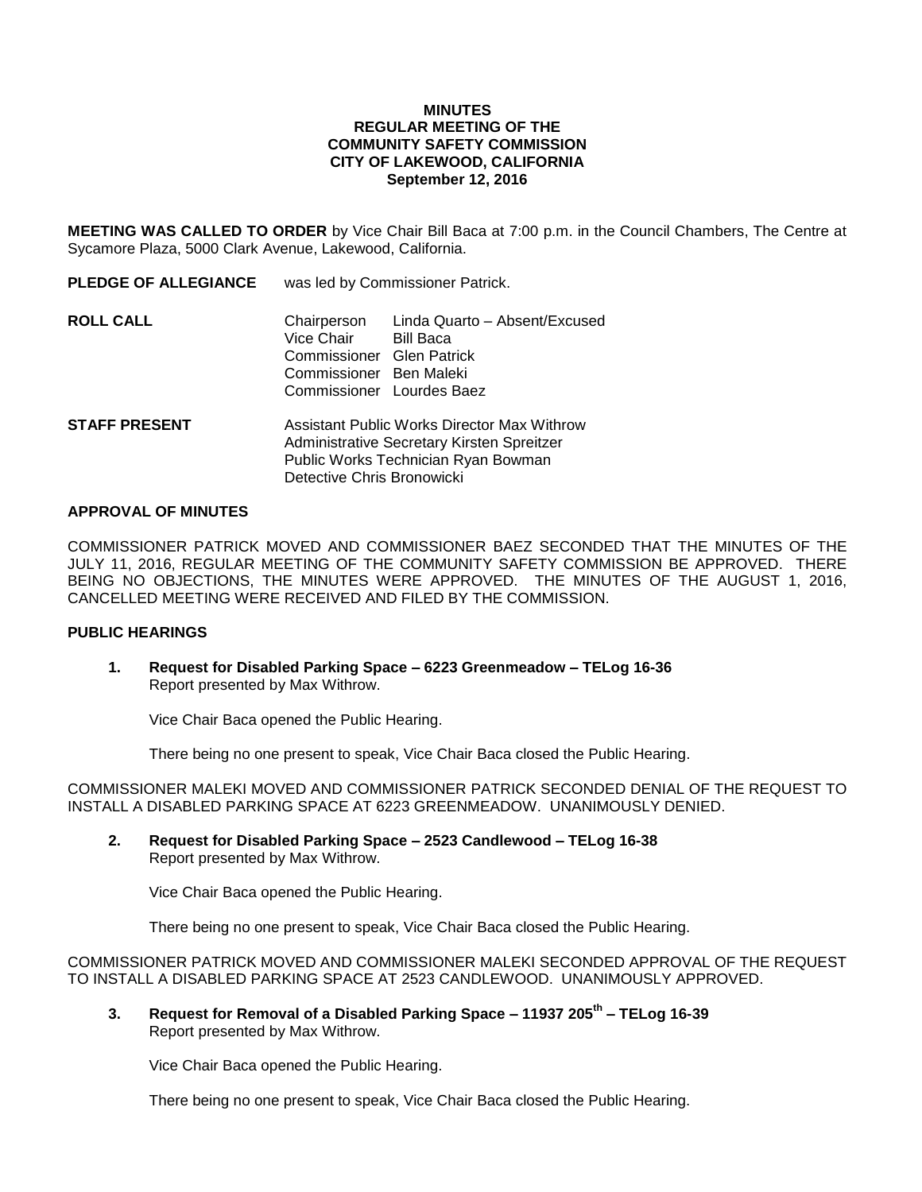**MINUTES**
**REGULAR MEETING OF THE**
**COMMUNITY SAFETY COMMISSION**
**CITY OF LAKEWOOD, CALIFORNIA**
**September 12, 2016**

**MEETING WAS CALLED TO ORDER** by Vice Chair Bill Baca at 7:00 p.m. in the Council Chambers, The Centre at Sycamore Plaza, 5000 Clark Avenue, Lakewood, California.

**PLEDGE OF ALLEGIANCE** was led by Commissioner Patrick.

**ROLL CALL**

| | |
|---|---|
| Chairperson | Linda Quarto – Absent/Excused |
| Vice Chair | Bill Baca |
| Commissioner | Glen Patrick |
| Commissioner | Ben Maleki |
| Commissioner | Lourdes Baez |

**STAFF PRESENT**

Assistant Public Works Director Max Withrow
Administrative Secretary Kirsten Spreitzer
Public Works Technician Ryan Bowman
Detective Chris Bronowicki

**APPROVAL OF MINUTES**

COMMISSIONER PATRICK MOVED AND COMMISSIONER BAEZ SECONDED THAT THE MINUTES OF THE JULY 11, 2016, REGULAR MEETING OF THE COMMUNITY SAFETY COMMISSION BE APPROVED. THERE BEING NO OBJECTIONS, THE MINUTES WERE APPROVED. THE MINUTES OF THE AUGUST 1, 2016, CANCELLED MEETING WERE RECEIVED AND FILED BY THE COMMISSION.

**PUBLIC HEARINGS**

**1. Request for Disabled Parking Space – 6223 Greenmeadow – TELog 16-36**
Report presented by Max Withrow.

Vice Chair Baca opened the Public Hearing.

There being no one present to speak, Vice Chair Baca closed the Public Hearing.

COMMISSIONER MALEKI MOVED AND COMMISSIONER PATRICK SECONDED DENIAL OF THE REQUEST TO INSTALL A DISABLED PARKING SPACE AT 6223 GREENMEADOW. UNANIMOUSLY DENIED.

**2. Request for Disabled Parking Space – 2523 Candlewood – TELog 16-38**
Report presented by Max Withrow.

Vice Chair Baca opened the Public Hearing.

There being no one present to speak, Vice Chair Baca closed the Public Hearing.

COMMISSIONER PATRICK MOVED AND COMMISSIONER MALEKI SECONDED APPROVAL OF THE REQUEST TO INSTALL A DISABLED PARKING SPACE AT 2523 CANDLEWOOD. UNANIMOUSLY APPROVED.

**3. Request for Removal of a Disabled Parking Space – 11937 205th – TELog 16-39**
Report presented by Max Withrow.

Vice Chair Baca opened the Public Hearing.

There being no one present to speak, Vice Chair Baca closed the Public Hearing.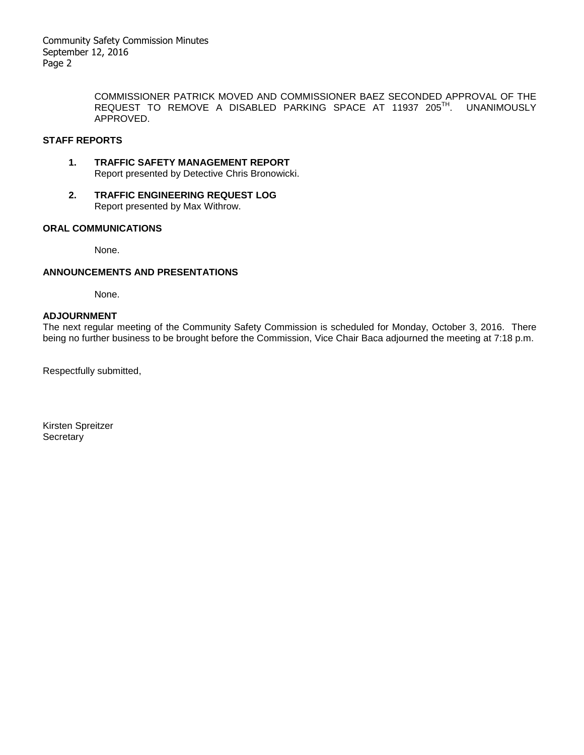COMMISSIONER PATRICK MOVED AND COMMISSIONER BAEZ SECONDED APPROVAL OF THE REQUEST TO REMOVE A DISABLED PARKING SPACE AT 11937 205TH. UNANIMOUSLY APPROVED.

**STAFF REPORTS**

1. **TRAFFIC SAFETY MANAGEMENT REPORT**
   Report presented by Detective Chris Bronowicki.

2. **TRAFFIC ENGINEERING REQUEST LOG**
   Report presented by Max Withrow.

**ORAL COMMUNICATIONS**

None.

**ANNOUNCEMENTS AND PRESENTATIONS**

None.

**ADJOURNMENT**

The next regular meeting of the Community Safety Commission is scheduled for Monday, October 3, 2016. There being no further business to be brought before the Commission, Vice Chair Baca adjourned the meeting at 7:18 p.m.

Respectfully submitted,

Kirsten Spreitzer
Secretary